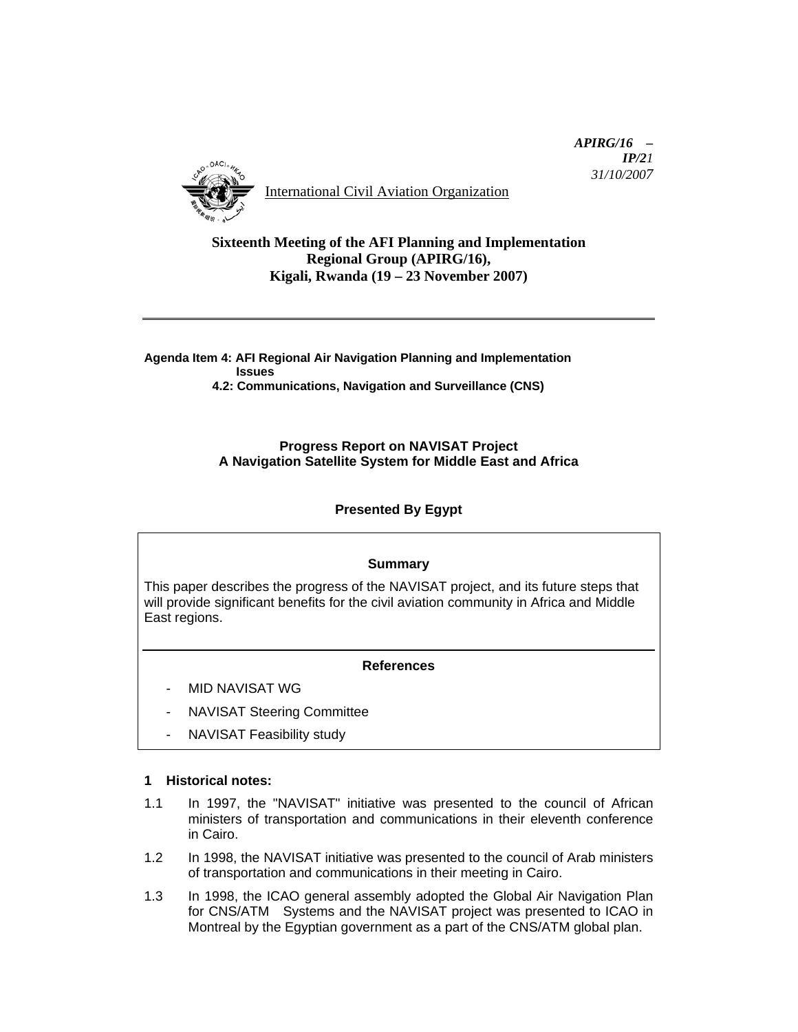*APIRG/16 – IP/21*
*31/10/2007*

International Civil Aviation Organization

**Sixteenth Meeting of the AFI Planning and Implementation Regional Group (APIRG/16), Kigali, Rwanda (19 – 23 November 2007)**

---

**Agenda Item 4: AFI Regional Air Navigation Planning and Implementation Issues**
**4.2: Communications, Navigation and Surveillance (CNS)**

# Progress Report on NAVISAT Project
## A Navigation Satellite System for Middle East and Africa

**Presented By Egypt**

**Summary**

This paper describes the progress of the NAVISAT project, and its future steps that will provide significant benefits for the civil aviation community in Africa and Middle East regions.

---

**References**

- MID NAVISAT WG
- NAVISAT Steering Committee
- NAVISAT Feasibility study

### 1 Historical notes:

1.1 In 1997, the "NAVISAT" initiative was presented to the council of African ministers of transportation and communications in their eleventh conference in Cairo.

1.2 In 1998, the NAVISAT initiative was presented to the council of Arab ministers of transportation and communications in their meeting in Cairo.

1.3 In 1998, the ICAO general assembly adopted the Global Air Navigation Plan for CNS/ATM Systems and the NAVISAT project was presented to ICAO in Montreal by the Egyptian government as a part of the CNS/ATM global plan.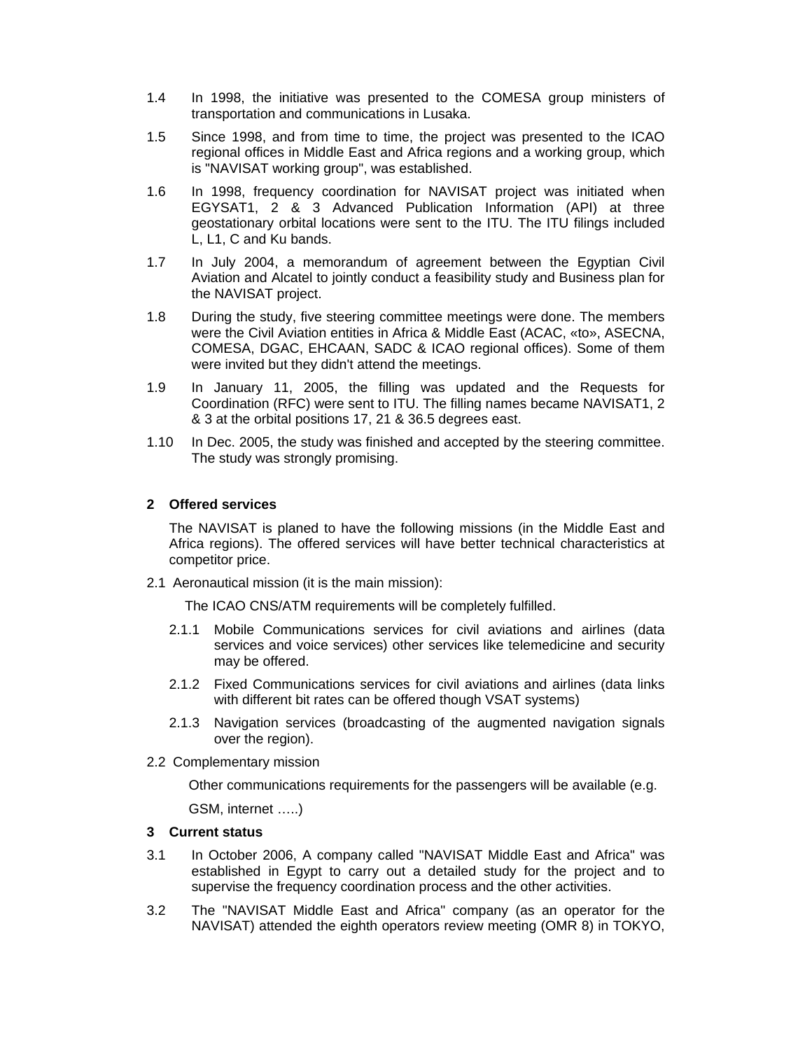1.4 In 1998, the initiative was presented to the COMESA group ministers of transportation and communications in Lusaka.

1.5 Since 1998, and from time to time, the project was presented to the ICAO regional offices in Middle East and Africa regions and a working group, which is "NAVISAT working group", was established.

1.6 In 1998, frequency coordination for NAVISAT project was initiated when EGYSAT1, 2 & 3 Advanced Publication Information (API) at three geostationary orbital locations were sent to the ITU. The ITU filings included L, L1, C and Ku bands.

1.7 In July 2004, a memorandum of agreement between the Egyptian Civil Aviation and Alcatel to jointly conduct a feasibility study and Business plan for the NAVISAT project.

1.8 During the study, five steering committee meetings were done. The members were the Civil Aviation entities in Africa & Middle East (ACAC, «to», ASECNA, COMESA, DGAC, EHCAAN, SADC & ICAO regional offices). Some of them were invited but they didn't attend the meetings.

1.9 In January 11, 2005, the filling was updated and the Requests for Coordination (RFC) were sent to ITU. The filling names became NAVISAT1, 2 & 3 at the orbital positions 17, 21 & 36.5 degrees east.

1.10 In Dec. 2005, the study was finished and accepted by the steering committee. The study was strongly promising.

## 2 Offered services

The NAVISAT is planed to have the following missions (in the Middle East and Africa regions). The offered services will have better technical characteristics at competitor price.

2.1 Aeronautical mission (it is the main mission):

The ICAO CNS/ATM requirements will be completely fulfilled.

2.1.1 Mobile Communications services for civil aviations and airlines (data services and voice services) other services like telemedicine and security may be offered.

2.1.2 Fixed Communications services for civil aviations and airlines (data links with different bit rates can be offered though VSAT systems)

2.1.3 Navigation services (broadcasting of the augmented navigation signals over the region).

2.2 Complementary mission

Other communications requirements for the passengers will be available (e.g.

GSM, internet …..)

## 3 Current status

3.1 In October 2006, A company called "NAVISAT Middle East and Africa" was established in Egypt to carry out a detailed study for the project and to supervise the frequency coordination process and the other activities.

3.2 The "NAVISAT Middle East and Africa" company (as an operator for the NAVISAT) attended the eighth operators review meeting (OMR 8) in TOKYO,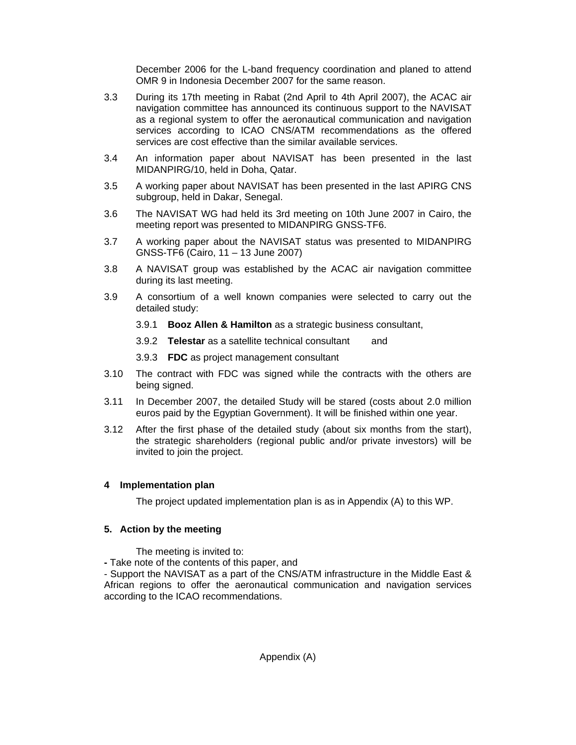December 2006 for the L-band frequency coordination and planed to attend OMR 9 in Indonesia December 2007 for the same reason.

3.3 During its 17th meeting in Rabat (2nd April to 4th April 2007), the ACAC air navigation committee has announced its continuous support to the NAVISAT as a regional system to offer the aeronautical communication and navigation services according to ICAO CNS/ATM recommendations as the offered services are cost effective than the similar available services.

3.4 An information paper about NAVISAT has been presented in the last MIDANPIRG/10, held in Doha, Qatar.

3.5 A working paper about NAVISAT has been presented in the last APIRG CNS subgroup, held in Dakar, Senegal.

3.6 The NAVISAT WG had held its 3rd meeting on 10th June 2007 in Cairo, the meeting report was presented to MIDANPIRG GNSS-TF6.

3.7 A working paper about the NAVISAT status was presented to MIDANPIRG GNSS-TF6 (Cairo, 11 – 13 June 2007)

3.8 A NAVISAT group was established by the ACAC air navigation committee during its last meeting.

3.9 A consortium of a well known companies were selected to carry out the detailed study:

3.9.1 **Booz Allen & Hamilton** as a strategic business consultant,

3.9.2 **Telestar** as a satellite technical consultant and

3.9.3 **FDC** as project management consultant

3.10 The contract with FDC was signed while the contracts with the others are being signed.

3.11 In December 2007, the detailed Study will be stared (costs about 2.0 million euros paid by the Egyptian Government). It will be finished within one year.

3.12 After the first phase of the detailed study (about six months from the start), the strategic shareholders (regional public and/or private investors) will be invited to join the project.

## 4 Implementation plan

The project updated implementation plan is as in Appendix (A) to this WP.

## 5. Action by the meeting

The meeting is invited to:

- Take note of the contents of this paper, and
- Support the NAVISAT as a part of the CNS/ATM infrastructure in the Middle East & African regions to offer the aeronautical communication and navigation services according to the ICAO recommendations.

Appendix (A)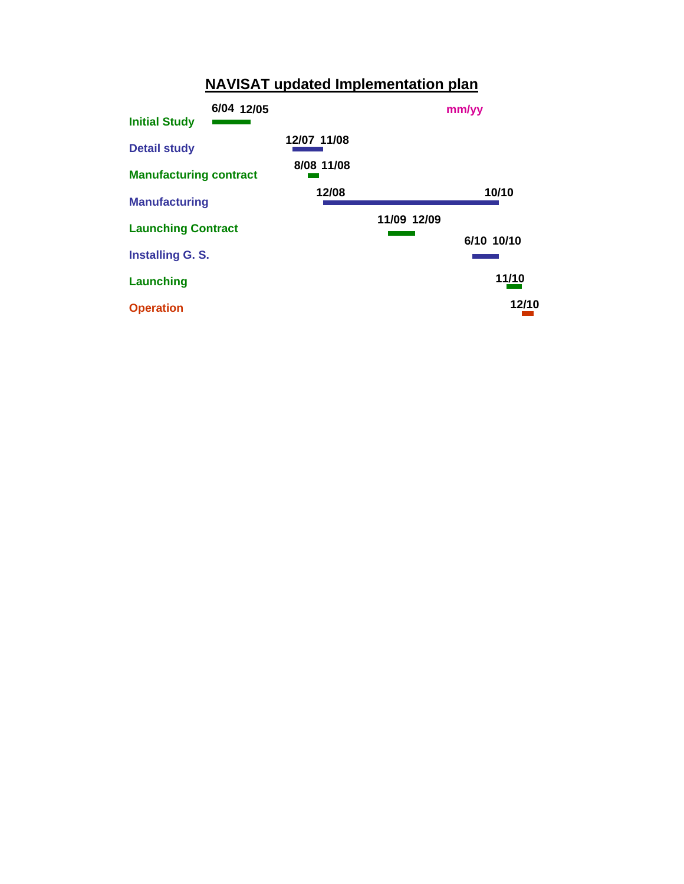# NAVISAT updated Implementation plan

mm/yy

Initial Study
6/04 12/05

Detail study
12/07 11/08

Manufacturing contract
8/08 11/08

Manufacturing
12/08 10/10

Launching Contract
11/09 12/09

Installing G. S.
6/10 10/10

Launching
11/10

Operation
12/10